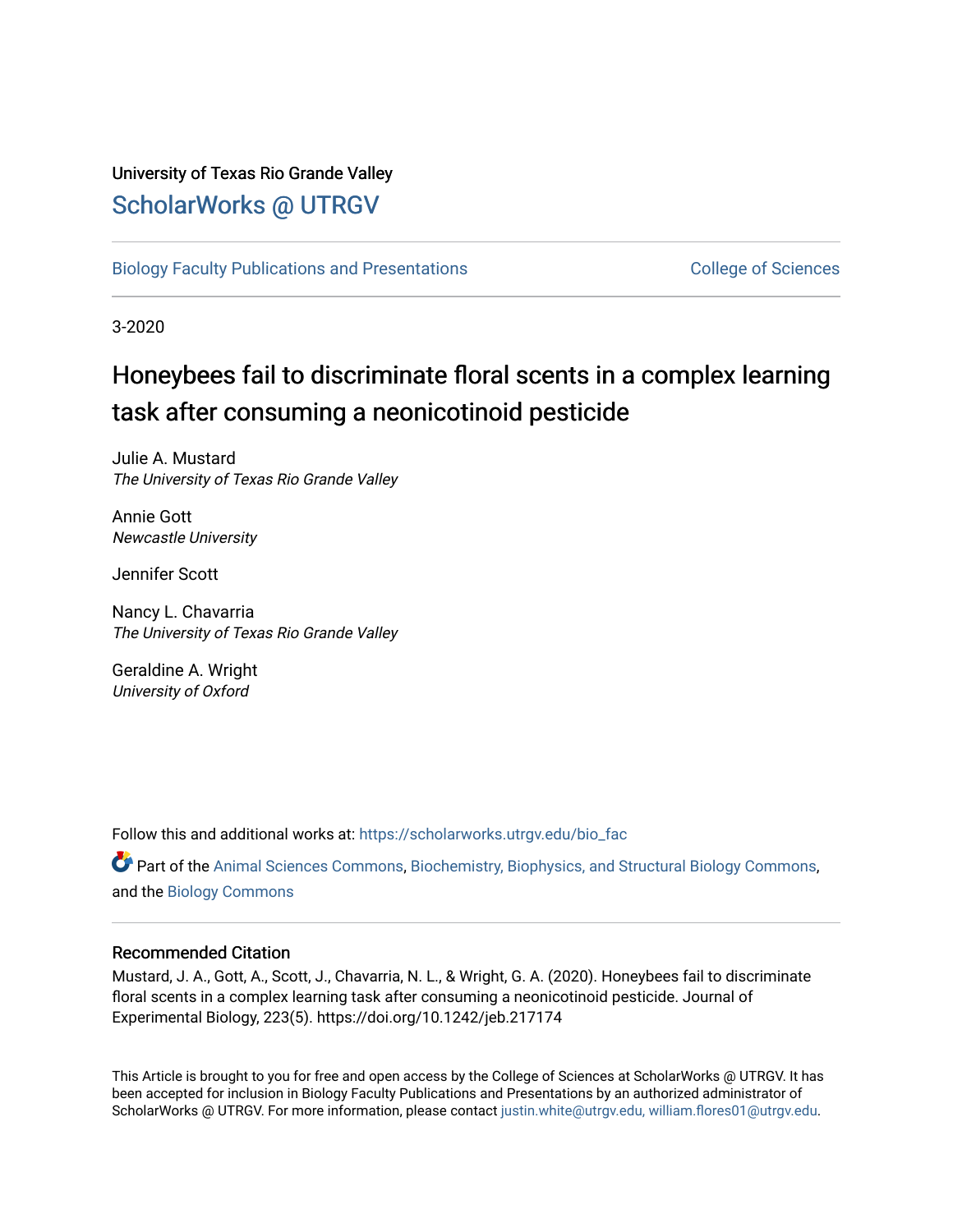University of Texas Rio Grande Valley

## ScholarWorks @ UTRGV

Biology Faculty Publications and Presentations

College of Sciences

3-2020

# Honeybees fail to discriminate floral scents in a complex learning task after consuming a neonicotinoid pesticide

Julie A. Mustard
*The University of Texas Rio Grande Valley*

Annie Gott
*Newcastle University*

Jennifer Scott

Nancy L. Chavarria
*The University of Texas Rio Grande Valley*

Geraldine A. Wright
*University of Oxford*

Follow this and additional works at: https://scholarworks.utrgv.edu/bio_fac

Part of the Animal Sciences Commons, Biochemistry, Biophysics, and Structural Biology Commons, and the Biology Commons

### Recommended Citation

Mustard, J. A., Gott, A., Scott, J., Chavarria, N. L., & Wright, G. A. (2020). Honeybees fail to discriminate floral scents in a complex learning task after consuming a neonicotinoid pesticide. Journal of Experimental Biology, 223(5). https://doi.org/10.1242/jeb.217174

This Article is brought to you for free and open access by the College of Sciences at ScholarWorks @ UTRGV. It has been accepted for inclusion in Biology Faculty Publications and Presentations by an authorized administrator of ScholarWorks @ UTRGV. For more information, please contact justin.white@utrgv.edu, william.flores01@utrgv.edu.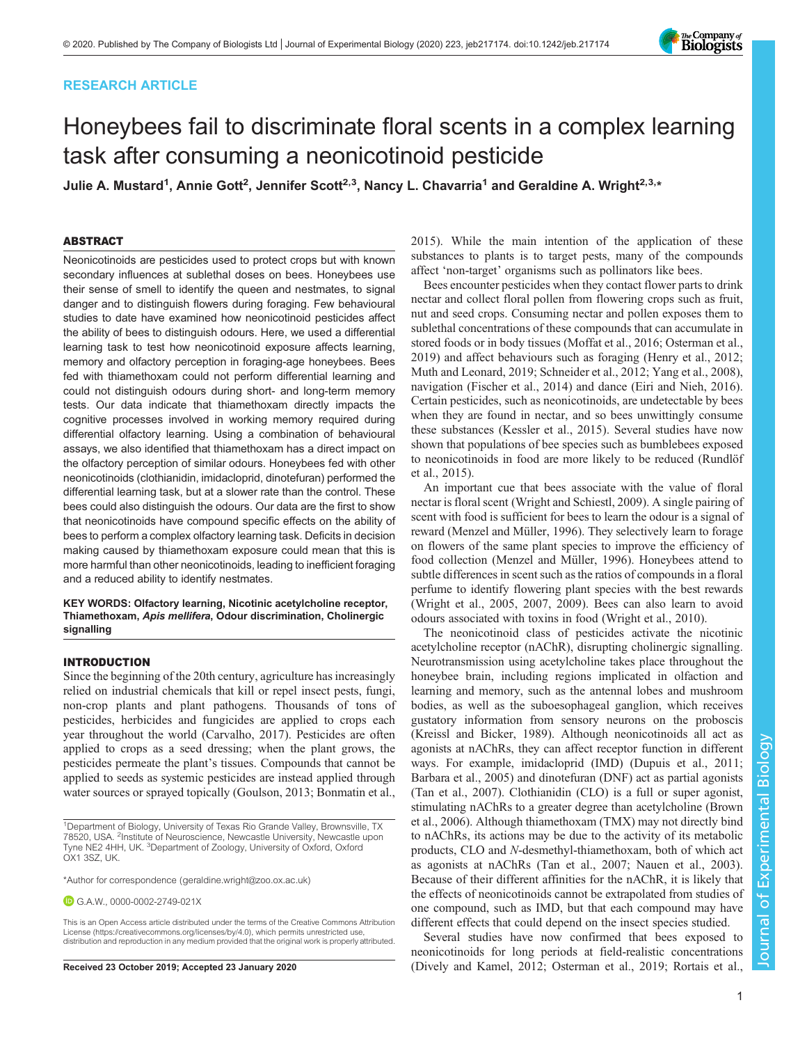# Honeybees fail to discriminate floral scents in a complex learning task after consuming a neonicotinoid pesticide

Julie A. Mustard[1], Annie Gott[2], Jennifer Scott[2,3], Nancy L. Chavarria[1] and Geraldine A. Wright[2,3,*]

## ABSTRACT

Neonicotinoids are pesticides used to protect crops but with known secondary influences at sublethal doses on bees. Honeybees use their sense of smell to identify the queen and nestmates, to signal danger and to distinguish flowers during foraging. Few behavioural studies to date have examined how neonicotinoid pesticides affect the ability of bees to distinguish odours. Here, we used a differential learning task to test how neonicotinoid exposure affects learning, memory and olfactory perception in foraging-age honeybees. Bees fed with thiamethoxam could not perform differential learning and could not distinguish odours during short- and long-term memory tests. Our data indicate that thiamethoxam directly impacts the cognitive processes involved in working memory required during differential olfactory learning. Using a combination of behavioural assays, we also identified that thiamethoxam has a direct impact on the olfactory perception of similar odours. Honeybees fed with other neonicotinoids (clothianidin, imidacloprid, dinotefuran) performed the differential learning task, but at a slower rate than the control. These bees could also distinguish the odours. Our data are the first to show that neonicotinoids have compound specific effects on the ability of bees to perform a complex olfactory learning task. Deficits in decision making caused by thiamethoxam exposure could mean that this is more harmful than other neonicotinoids, leading to inefficient foraging and a reduced ability to identify nestmates.

**KEY WORDS: Olfactory learning, Nicotinic acetylcholine receptor, Thiamethoxam, *Apis mellifera*, Odour discrimination, Cholinergic signalling**

## INTRODUCTION

Since the beginning of the 20th century, agriculture has increasingly relied on industrial chemicals that kill or repel insect pests, fungi, non-crop plants and plant pathogens. Thousands of tons of pesticides, herbicides and fungicides are applied to crops each year throughout the world (Carvalho, 2017). Pesticides are often applied to crops as a seed dressing; when the plant grows, the pesticides permeate the plant's tissues. Compounds that cannot be applied to seeds as systemic pesticides are instead applied through water sources or sprayed topically (Goulson, 2013; Bonmatin et al., 2015). While the main intention of the application of these substances to plants is to target pests, many of the compounds affect 'non-target' organisms such as pollinators like bees.

Bees encounter pesticides when they contact flower parts to drink nectar and collect floral pollen from flowering crops such as fruit, nut and seed crops. Consuming nectar and pollen exposes them to sublethal concentrations of these compounds that can accumulate in stored foods or in body tissues (Moffat et al., 2016; Osterman et al., 2019) and affect behaviours such as foraging (Henry et al., 2012; Muth and Leonard, 2019; Schneider et al., 2012; Yang et al., 2008), navigation (Fischer et al., 2014) and dance (Eiri and Nieh, 2016). Certain pesticides, such as neonicotinoids, are undetectable by bees when they are found in nectar, and so bees unwittingly consume these substances (Kessler et al., 2015). Several studies have now shown that populations of bee species such as bumblebees exposed to neonicotinoids in food are more likely to be reduced (Rundlöf et al., 2015).

An important cue that bees associate with the value of floral nectar is floral scent (Wright and Schiestl, 2009). A single pairing of scent with food is sufficient for bees to learn the odour is a signal of reward (Menzel and Müller, 1996). They selectively learn to forage on flowers of the same plant species to improve the efficiency of food collection (Menzel and Müller, 1996). Honeybees attend to subtle differences in scent such as the ratios of compounds in a floral perfume to identify flowering plant species with the best rewards (Wright et al., 2005, 2007, 2009). Bees can also learn to avoid odours associated with toxins in food (Wright et al., 2010).

The neonicotinoid class of pesticides activate the nicotinic acetylcholine receptor (nAChR), disrupting cholinergic signalling. Neurotransmission using acetylcholine takes place throughout the honeybee brain, including regions implicated in olfaction and learning and memory, such as the antennal lobes and mushroom bodies, as well as the suboesophageal ganglion, which receives gustatory information from sensory neurons on the proboscis (Kreissl and Bicker, 1989). Although neonicotinoids all act as agonists at nAChRs, they can affect receptor function in different ways. For example, imidacloprid (IMD) (Dupuis et al., 2011; Barbara et al., 2005) and dinotefuran (DNF) act as partial agonists (Tan et al., 2007). Clothianidin (CLO) is a full or super agonist, stimulating nAChRs to a greater degree than acetylcholine (Brown et al., 2006). Although thiamethoxam (TMX) may not directly bind to nAChRs, its actions may be due to the activity of its metabolic products, CLO and *N*-desmethyl-thiamethoxam, both of which act as agonists at nAChRs (Tan et al., 2007; Nauen et al., 2003). Because of their different affinities for the nAChR, it is likely that the effects of neonicotinoids cannot be extrapolated from studies of one compound, such as IMD, but that each compound may have different effects that could depend on the insect species studied.

Several studies have now confirmed that bees exposed to neonicotinoids for long periods at field-realistic concentrations (Dively and Kamel, 2012; Osterman et al., 2019; Rortais et al.,

[1]Department of Biology, University of Texas Rio Grande Valley, Brownsville, TX 78520, USA. [2]Institute of Neuroscience, Newcastle University, Newcastle upon Tyne NE2 4HH, UK. [3]Department of Zoology, University of Oxford, Oxford OX1 3SZ, UK.

*Author for correspondence (geraldine.wright@zoo.ox.ac.uk)

G.A.W., 0000-0002-2749-021X

This is an Open Access article distributed under the terms of the Creative Commons Attribution License (https://creativecommons.org/licenses/by/4.0), which permits unrestricted use, distribution and reproduction in any medium provided that the original work is properly attributed.

Received 23 October 2019; Accepted 23 January 2020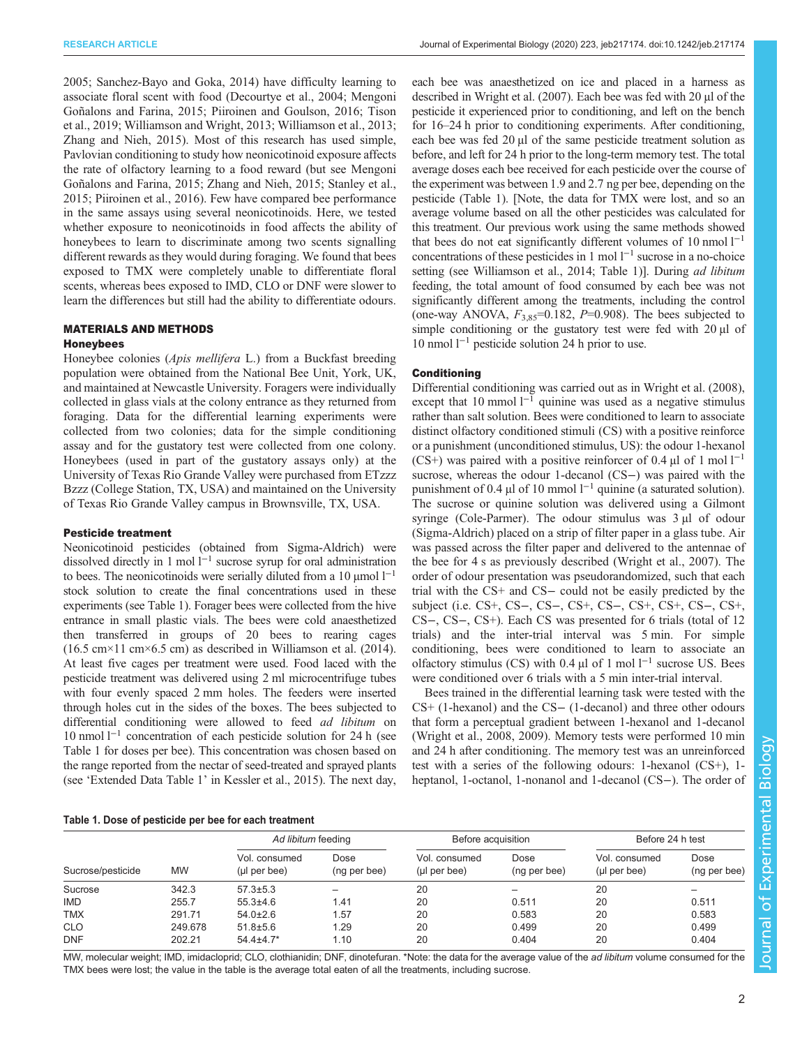2005; Sanchez-Bayo and Goka, 2014) have difficulty learning to associate floral scent with food (Decourtye et al., 2004; Mengoni Goñalons and Farina, 2015; Piiroinen and Goulson, 2016; Tison et al., 2019; Williamson and Wright, 2013; Williamson et al., 2013; Zhang and Nieh, 2015). Most of this research has used simple, Pavlovian conditioning to study how neonicotinoid exposure affects the rate of olfactory learning to a food reward (but see Mengoni Goñalons and Farina, 2015; Zhang and Nieh, 2015; Stanley et al., 2015; Piiroinen et al., 2016). Few have compared bee performance in the same assays using several neonicotinoids. Here, we tested whether exposure to neonicotinoids in food affects the ability of honeybees to learn to discriminate among two scents signalling different rewards as they would during foraging. We found that bees exposed to TMX were completely unable to differentiate floral scents, whereas bees exposed to IMD, CLO or DNF were slower to learn the differences but still had the ability to differentiate odours.

## MATERIALS AND METHODS

### Honeybees

Honeybee colonies (*Apis mellifera* L.) from a Buckfast breeding population were obtained from the National Bee Unit, York, UK, and maintained at Newcastle University. Foragers were individually collected in glass vials at the colony entrance as they returned from foraging. Data for the differential learning experiments were collected from two colonies; data for the simple conditioning assay and for the gustatory test were collected from one colony. Honeybees (used in part of the gustatory assays only) at the University of Texas Rio Grande Valley were purchased from ETzzz Bzzz (College Station, TX, USA) and maintained on the University of Texas Rio Grande Valley campus in Brownsville, TX, USA.

### Pesticide treatment

Neonicotinoid pesticides (obtained from Sigma-Aldrich) were dissolved directly in 1 mol $l^{-1}$ sucrose syrup for oral administration to bees. The neonicotinoids were serially diluted from a 10 µmol $l^{-1}$ stock solution to create the final concentrations used in these experiments (see Table 1). Forager bees were collected from the hive entrance in small plastic vials. The bees were cold anaesthetized then transferred in groups of 20 bees to rearing cages (16.5 cm×11 cm×6.5 cm) as described in Williamson et al. (2014). At least five cages per treatment were used. Food laced with the pesticide treatment was delivered using 2 ml microcentrifuge tubes with four evenly spaced 2 mm holes. The feeders were inserted through holes cut in the sides of the boxes. The bees subjected to differential conditioning were allowed to feed *ad libitum* on 10 nmol $l^{-1}$ concentration of each pesticide solution for 24 h (see Table 1 for doses per bee). This concentration was chosen based on the range reported from the nectar of seed-treated and sprayed plants (see 'Extended Data Table 1' in Kessler et al., 2015). The next day, each bee was anaesthetized on ice and placed in a harness as described in Wright et al. (2007). Each bee was fed with 20 µl of the pesticide it experienced prior to conditioning, and left on the bench for 16–24 h prior to conditioning experiments. After conditioning, each bee was fed 20 µl of the same pesticide treatment solution as before, and left for 24 h prior to the long-term memory test. The total average doses each bee received for each pesticide over the course of the experiment was between 1.9 and 2.7 ng per bee, depending on the pesticide (Table 1). [Note, the data for TMX were lost, and so an average volume based on all the other pesticides was calculated for this treatment. Our previous work using the same methods showed that bees do not eat significantly different volumes of 10 nmol $l^{-1}$ concentrations of these pesticides in 1 mol $l^{-1}$ sucrose in a no-choice setting (see Williamson et al., 2014; Table 1)]. During *ad libitum* feeding, the total amount of food consumed by each bee was not significantly different among the treatments, including the control (one-way ANOVA, $F_{3,85}$=0.182, $P$=0.908). The bees subjected to simple conditioning or the gustatory test were fed with 20 µl of 10 nmol $l^{-1}$ pesticide solution 24 h prior to use.

### Conditioning

Differential conditioning was carried out as in Wright et al. (2008), except that 10 mmol $l^{-1}$ quinine was used as a negative stimulus rather than salt solution. Bees were conditioned to learn to associate distinct olfactory conditioned stimuli (CS) with a positive reinforce or a punishment (unconditioned stimulus, US): the odour 1-hexanol (CS+) was paired with a positive reinforcer of 0.4 µl of 1 mol $l^{-1}$ sucrose, whereas the odour 1-decanol (CS−) was paired with the punishment of 0.4 µl of 10 mmol $l^{-1}$ quinine (a saturated solution). The sucrose or quinine solution was delivered using a Gilmont syringe (Cole-Parmer). The odour stimulus was 3 µl of odour (Sigma-Aldrich) placed on a strip of filter paper in a glass tube. Air was passed across the filter paper and delivered to the antennae of the bee for 4 s as previously described (Wright et al., 2007). The order of odour presentation was pseudorandomized, such that each trial with the CS+ and CS− could not be easily predicted by the subject (i.e. CS+, CS−, CS−, CS+, CS−, CS+, CS+, CS−, CS+, CS−, CS−, CS+). Each CS was presented for 6 trials (total of 12 trials) and the inter-trial interval was 5 min. For simple conditioning, bees were conditioned to learn to associate an olfactory stimulus (CS) with 0.4 µl of 1 mol $l^{-1}$ sucrose US. Bees were conditioned over 6 trials with a 5 min inter-trial interval.

Bees trained in the differential learning task were tested with the CS+ (1-hexanol) and the CS− (1-decanol) and three other odours that form a perceptual gradient between 1-hexanol and 1-decanol (Wright et al., 2008, 2009). Memory tests were performed 10 min and 24 h after conditioning. The memory test was an unreinforced test with a series of the following odours: 1-hexanol (CS+), 1-heptanol, 1-octanol, 1-nonanol and 1-decanol (CS−). The order of

**Table 1. Dose of pesticide per bee for each treatment**

| | | *Ad libitum* feeding | | Before acquisition | | Before 24 h test | |
|---|---|---|---|---|---|---|---|
| Sucrose/pesticide | MW | Vol. consumed (µl per bee) | Dose (ng per bee) | Vol. consumed (µl per bee) | Dose (ng per bee) | Vol. consumed (µl per bee) | Dose (ng per bee) |
| Sucrose | 342.3 | 57.3±5.3 | – | 20 | – | 20 | – |
| IMD | 255.7 | 55.3±4.6 | 1.41 | 20 | 0.511 | 20 | 0.511 |
| TMX | 291.71 | 54.0±2.6 | 1.57 | 20 | 0.583 | 20 | 0.583 |
| CLO | 249.678 | 51.8±5.6 | 1.29 | 20 | 0.499 | 20 | 0.499 |
| DNF | 202.21 | 54.4±4.7* | 1.10 | 20 | 0.404 | 20 | 0.404 |

MW, molecular weight; IMD, imidacloprid; CLO, clothianidin; DNF, dinotefuran. *Note: the data for the average value of the *ad libitum* volume consumed for the TMX bees were lost; the value in the table is the average total eaten of all the treatments, including sucrose.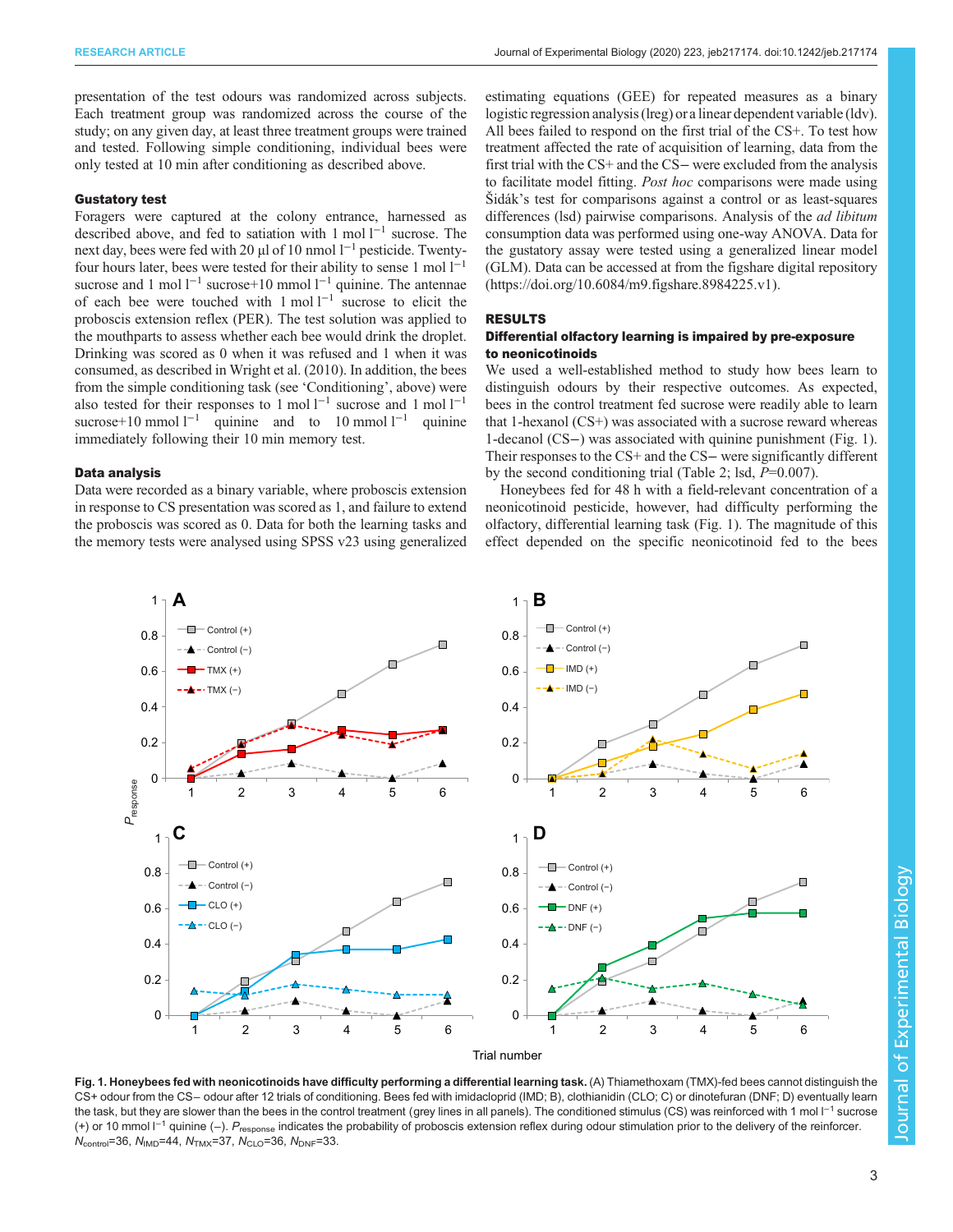presentation of the test odours was randomized across subjects. Each treatment group was randomized across the course of the study; on any given day, at least three treatment groups were trained and tested. Following simple conditioning, individual bees were only tested at 10 min after conditioning as described above.

### Gustatory test

Foragers were captured at the colony entrance, harnessed as described above, and fed to satiation with 1 mol $l^{-1}$ sucrose. The next day, bees were fed with 20 µl of 10 nmol $l^{-1}$ pesticide. Twenty-four hours later, bees were tested for their ability to sense 1 mol $l^{-1}$ sucrose and 1 mol $l^{-1}$ sucrose+10 mmol $l^{-1}$ quinine. The antennae of each bee were touched with 1 mol $l^{-1}$ sucrose to elicit the proboscis extension reflex (PER). The test solution was applied to the mouthparts to assess whether each bee would drink the droplet. Drinking was scored as 0 when it was refused and 1 when it was consumed, as described in Wright et al. (2010). In addition, the bees from the simple conditioning task (see 'Conditioning', above) were also tested for their responses to 1 mol $l^{-1}$ sucrose and 1 mol $l^{-1}$ sucrose+10 mmol $l^{-1}$ quinine and to 10 mmol $l^{-1}$ quinine immediately following their 10 min memory test.

### Data analysis

Data were recorded as a binary variable, where proboscis extension in response to CS presentation was scored as 1, and failure to extend the proboscis was scored as 0. Data for both the learning tasks and the memory tests were analysed using SPSS v23 using generalized estimating equations (GEE) for repeated measures as a binary logistic regression analysis (lreg) or a linear dependent variable (ldv). All bees failed to respond on the first trial of the CS+. To test how treatment affected the rate of acquisition of learning, data from the first trial with the CS+ and the CS− were excluded from the analysis to facilitate model fitting. *Post hoc* comparisons were made using Šidák's test for comparisons against a control or as least-squares differences (lsd) pairwise comparisons. Analysis of the *ad libitum* consumption data was performed using one-way ANOVA. Data for the gustatory assay were tested using a generalized linear model (GLM). Data can be accessed at from the figshare digital repository (https://doi.org/10.6084/m9.figshare.8984225.v1).

## RESULTS

### Differential olfactory learning is impaired by pre-exposure to neonicotinoids

We used a well-established method to study how bees learn to distinguish odours by their respective outcomes. As expected, bees in the control treatment fed sucrose were readily able to learn that 1-hexanol (CS+) was associated with a sucrose reward whereas 1-decanol (CS−) was associated with quinine punishment (Fig. 1). Their responses to the CS+ and the CS− were significantly different by the second conditioning trial (Table 2; lsd, $P$=0.007).

Honeybees fed for 48 h with a field-relevant concentration of a neonicotinoid pesticide, however, had difficulty performing the olfactory, differential learning task (Fig. 1). The magnitude of this effect depended on the specific neonicotinoid fed to the bees

**Fig. 1. Honeybees fed with neonicotinoids have difficulty performing a differential learning task.** (A) Thiamethoxam (TMX)-fed bees cannot distinguish the CS+ odour from the CS− odour after 12 trials of conditioning. Bees fed with imidacloprid (IMD; B), clothianidin (CLO; C) or dinotefuran (DNF; D) eventually learn the task, but they are slower than the bees in the control treatment (grey lines in all panels). The conditioned stimulus (CS) was reinforced with 1 mol $l^{-1}$ sucrose (+) or 10 mmol $l^{-1}$ quinine (−). $P_{response}$ indicates the probability of proboscis extension reflex during odour stimulation prior to the delivery of the reinforcer. $N_{control}$=36, $N_{IMD}$=44, $N_{TMX}$=37, $N_{CLO}$=36, $N_{DNF}$=33.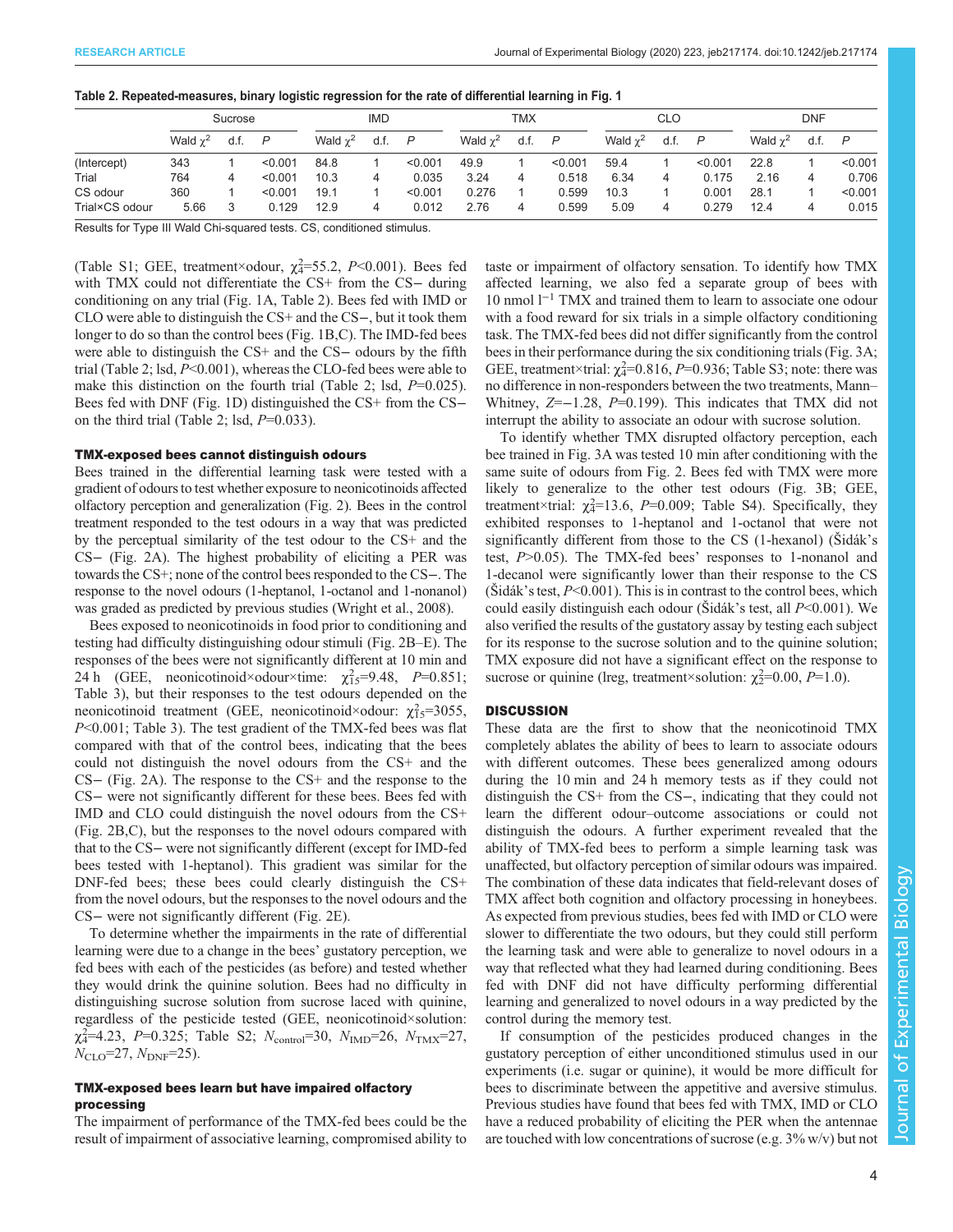Table 2. Repeated-measures, binary logistic regression for the rate of differential learning in Fig. 1

| | Sucrose | | | IMD | | | TMX | | | CLO | | | DNF | | |
|---|---|---|---|---|---|---|---|---|---|---|---|---|---|---|---|
| | Wald $\chi^2$ | d.f. | *P* | Wald $\chi^2$ | d.f. | *P* | Wald $\chi^2$ | d.f. | *P* | Wald $\chi^2$ | d.f. | *P* | Wald $\chi^2$ | d.f. | *P* |
| (Intercept) | 343 | 1 | <0.001 | 84.8 | 1 | <0.001 | 49.9 | 1 | <0.001 | 59.4 | 1 | <0.001 | 22.8 | 1 | <0.001 |
| Trial | 764 | 4 | <0.001 | 10.3 | 4 | 0.035 | 3.24 | 4 | 0.518 | 6.34 | 4 | 0.175 | 2.16 | 4 | 0.706 |
| CS odour | 360 | 1 | <0.001 | 19.1 | 1 | <0.001 | 0.276 | 1 | 0.599 | 10.3 | 1 | 0.001 | 28.1 | 1 | <0.001 |
| Trial×CS odour | 5.66 | 3 | 0.129 | 12.9 | 4 | 0.012 | 2.76 | 4 | 0.599 | 5.09 | 4 | 0.279 | 12.4 | 4 | 0.015 |

Results for Type III Wald Chi-squared tests. CS, conditioned stimulus.

(Table S1; GEE, treatment×odour, $\chi^2_4$=55.2, *P*<0.001). Bees fed with TMX could not differentiate the CS+ from the CS− during conditioning on any trial (Fig. 1A, Table 2). Bees fed with IMD or CLO were able to distinguish the CS+ and the CS−, but it took them longer to do so than the control bees (Fig. 1B,C). The IMD-fed bees were able to distinguish the CS+ and the CS− odours by the fifth trial (Table 2; lsd, *P*<0.001), whereas the CLO-fed bees were able to make this distinction on the fourth trial (Table 2; lsd, *P*=0.025). Bees fed with DNF (Fig. 1D) distinguished the CS+ from the CS− on the third trial (Table 2; lsd, *P*=0.033).

### TMX-exposed bees cannot distinguish odours

Bees trained in the differential learning task were tested with a gradient of odours to test whether exposure to neonicotinoids affected olfactory perception and generalization (Fig. 2). Bees in the control treatment responded to the test odours in a way that was predicted by the perceptual similarity of the test odour to the CS+ and the CS− (Fig. 2A). The highest probability of eliciting a PER was towards the CS+; none of the control bees responded to the CS−. The response to the novel odours (1-heptanol, 1-octanol and 1-nonanol) was graded as predicted by previous studies (Wright et al., 2008).

Bees exposed to neonicotinoids in food prior to conditioning and testing had difficulty distinguishing odour stimuli (Fig. 2B–E). The responses of the bees were not significantly different at 10 min and 24 h (GEE, neonicotinoid×odour×time: $\chi^2_{15}$=9.48, *P*=0.851; Table 3), but their responses to the test odours depended on the neonicotinoid treatment (GEE, neonicotinoid×odour: $\chi^2_{15}$=3055, *P*<0.001; Table 3). The test gradient of the TMX-fed bees was flat compared with that of the control bees, indicating that the bees could not distinguish the novel odours from the CS+ and the CS− (Fig. 2A). The response to the CS+ and the response to the CS− were not significantly different for these bees. Bees fed with IMD and CLO could distinguish the novel odours from the CS+ (Fig. 2B,C), but the responses to the novel odours compared with that to the CS− were not significantly different (except for IMD-fed bees tested with 1-heptanol). This gradient was similar for the DNF-fed bees; these bees could clearly distinguish the CS+ from the novel odours, but the responses to the novel odours and the CS− were not significantly different (Fig. 2E).

To determine whether the impairments in the rate of differential learning were due to a change in the bees' gustatory perception, we fed bees with each of the pesticides (as before) and tested whether they would drink the quinine solution. Bees had no difficulty in distinguishing sucrose solution from sucrose laced with quinine, regardless of the pesticide tested (GEE, neonicotinoid×solution: $\chi^2_4$=4.23, *P*=0.325; Table S2; $N_{control}$=30, $N_{IMD}$=26, $N_{TMX}$=27, $N_{CLO}$=27, $N_{DNF}$=25).

### TMX-exposed bees learn but have impaired olfactory processing

The impairment of performance of the TMX-fed bees could be the result of impairment of associative learning, compromised ability to taste or impairment of olfactory sensation. To identify how TMX affected learning, we also fed a separate group of bees with 10 nmol l$^{-1}$ TMX and trained them to learn to associate one odour with a food reward for six trials in a simple olfactory conditioning task. The TMX-fed bees did not differ significantly from the control bees in their performance during the six conditioning trials (Fig. 3A; GEE, treatment×trial: $\chi^2_4$=0.816, *P*=0.936; Table S3; note: there was no difference in non-responders between the two treatments, Mann–Whitney, *Z*=−1.28, *P*=0.199). This indicates that TMX did not interrupt the ability to associate an odour with sucrose solution.

To identify whether TMX disrupted olfactory perception, each bee trained in Fig. 3A was tested 10 min after conditioning with the same suite of odours from Fig. 2. Bees fed with TMX were more likely to generalize to the other test odours (Fig. 3B; GEE, treatment×trial: $\chi^2_4$=13.6, *P*=0.009; Table S4). Specifically, they exhibited responses to 1-heptanol and 1-octanol that were not significantly different from those to the CS (1-hexanol) (Šidák's test, *P*>0.05). The TMX-fed bees' responses to 1-nonanol and 1-decanol were significantly lower than their response to the CS (Šidák's test, *P*<0.001). This is in contrast to the control bees, which could easily distinguish each odour (Šidák's test, all *P*<0.001). We also verified the results of the gustatory assay by testing each subject for its response to the sucrose solution and to the quinine solution; TMX exposure did not have a significant effect on the response to sucrose or quinine (lreg, treatment×solution: $\chi^2_2$=0.00, *P*=1.0).

## DISCUSSION

These data are the first to show that the neonicotinoid TMX completely ablates the ability of bees to learn to associate odours with different outcomes. These bees generalized among odours during the 10 min and 24 h memory tests as if they could not distinguish the CS+ from the CS−, indicating that they could not learn the different odour–outcome associations or could not distinguish the odours. A further experiment revealed that the ability of TMX-fed bees to perform a simple learning task was unaffected, but olfactory perception of similar odours was impaired. The combination of these data indicates that field-relevant doses of TMX affect both cognition and olfactory processing in honeybees. As expected from previous studies, bees fed with IMD or CLO were slower to differentiate the two odours, but they could still perform the learning task and were able to generalize to novel odours in a way that reflected what they had learned during conditioning. Bees fed with DNF did not have difficulty performing differential learning and generalized to novel odours in a way predicted by the control during the memory test.

If consumption of the pesticides produced changes in the gustatory perception of either unconditioned stimulus used in our experiments (i.e. sugar or quinine), it would be more difficult for bees to discriminate between the appetitive and aversive stimulus. Previous studies have found that bees fed with TMX, IMD or CLO have a reduced probability of eliciting the PER when the antennae are touched with low concentrations of sucrose (e.g. 3% w/v) but not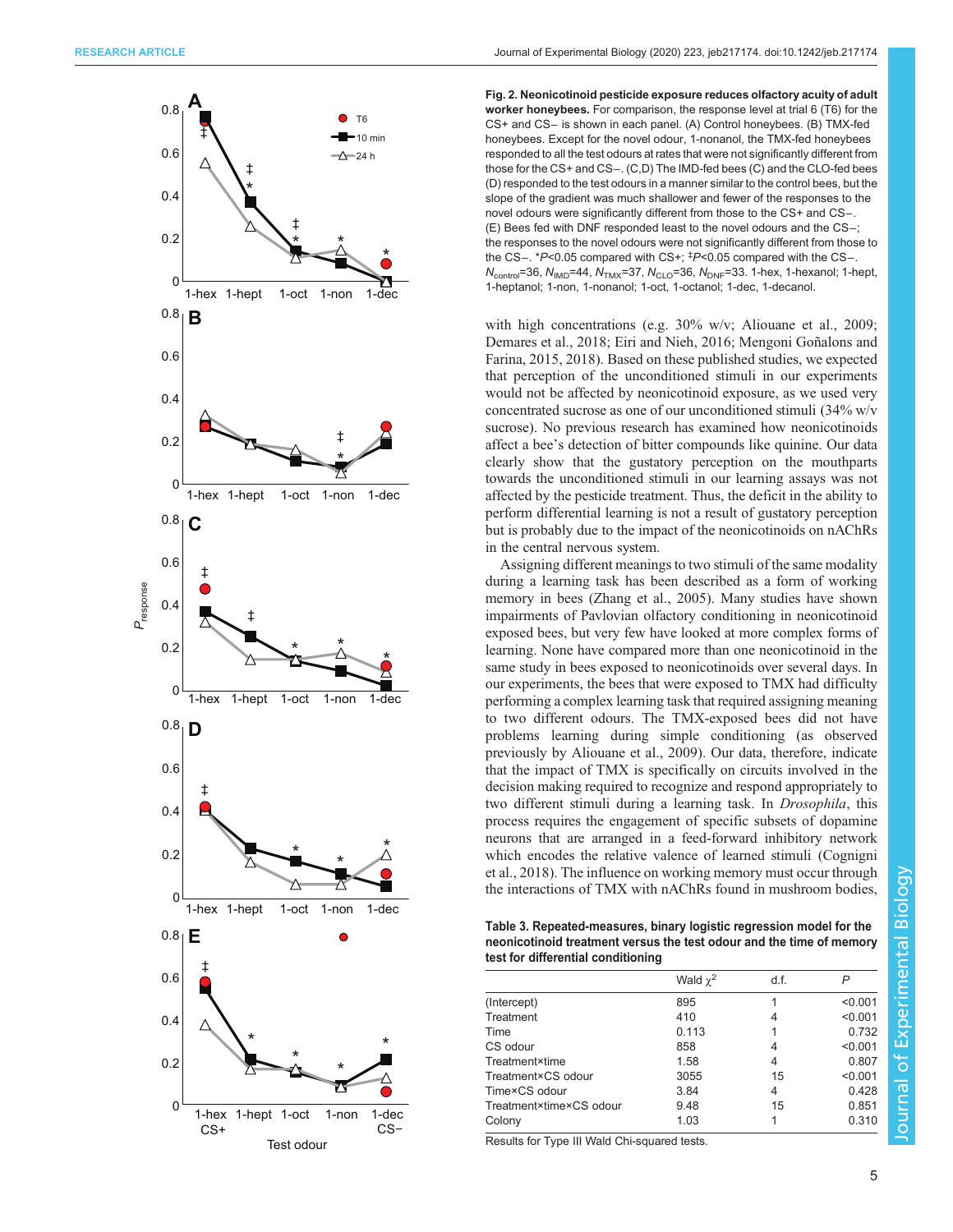**Fig. 2. Neonicotinoid pesticide exposure reduces olfactory acuity of adult worker honeybees.** For comparison, the response level at trial 6 (T6) for the CS+ and CS− is shown in each panel. (A) Control honeybees. (B) TMX-fed honeybees. Except for the novel odour, 1-nonanol, the TMX-fed honeybees responded to all the test odours at rates that were not significantly different from those for the CS+ and CS−. (C,D) The IMD-fed bees (C) and the CLO-fed bees (D) responded to the test odours in a manner similar to the control bees, but the slope of the gradient was much shallower and fewer of the responses to the novel odours were significantly different from those to the CS+ and CS−. (E) Bees fed with DNF responded least to the novel odours and the CS−; the responses to the novel odours were not significantly different from those to the CS−. *$P$<0.05 compared with CS+; ‡$P$<0.05 compared with the CS−. $N_{control}$=36, $N_{IMD}$=44, $N_{TMX}$=37, $N_{CLO}$=36, $N_{DNF}$=33. 1-hex, 1-hexanol; 1-hept, 1-heptanol; 1-non, 1-nonanol; 1-oct, 1-octanol; 1-dec, 1-decanol.

with high concentrations (e.g. 30% w/v; Aliouane et al., 2009; Demares et al., 2018; Eiri and Nieh, 2016; Mengoni Goñalons and Farina, 2015, 2018). Based on these published studies, we expected that perception of the unconditioned stimuli in our experiments would not be affected by neonicotinoid exposure, as we used very concentrated sucrose as one of our unconditioned stimuli (34% w/v sucrose). No previous research has examined how neonicotinoids affect a bee's detection of bitter compounds like quinine. Our data clearly show that the gustatory perception on the mouthparts towards the unconditioned stimuli in our learning assays was not affected by the pesticide treatment. Thus, the deficit in the ability to perform differential learning is not a result of gustatory perception but is probably due to the impact of the neonicotinoids on nAChRs in the central nervous system.

Assigning different meanings to two stimuli of the same modality during a learning task has been described as a form of working memory in bees (Zhang et al., 2005). Many studies have shown impairments of Pavlovian olfactory conditioning in neonicotinoid exposed bees, but very few have looked at more complex forms of learning. None have compared more than one neonicotinoid in the same study in bees exposed to neonicotinoids over several days. In our experiments, the bees that were exposed to TMX had difficulty performing a complex learning task that required assigning meaning to two different odours. The TMX-exposed bees did not have problems learning during simple conditioning (as observed previously by Aliouane et al., 2009). Our data, therefore, indicate that the impact of TMX is specifically on circuits involved in the decision making required to recognize and respond appropriately to two different stimuli during a learning task. In *Drosophila*, this process requires the engagement of specific subsets of dopamine neurons that are arranged in a feed-forward inhibitory network which encodes the relative valence of learned stimuli (Cognigni et al., 2018). The influence on working memory must occur through the interactions of TMX with nAChRs found in mushroom bodies,

**Table 3. Repeated-measures, binary logistic regression model for the neonicotinoid treatment versus the test odour and the time of memory test for differential conditioning**

| | Wald $\chi^2$ | d.f. | $P$ |
|---|---|---|---|
| (Intercept) | 895 | 1 | <0.001 |
| Treatment | 410 | 4 | <0.001 |
| Time | 0.113 | 1 | 0.732 |
| CS odour | 858 | 4 | <0.001 |
| Treatment×time | 1.58 | 4 | 0.807 |
| Treatment×CS odour | 3055 | 15 | <0.001 |
| Time×CS odour | 3.84 | 4 | 0.428 |
| Treatment×time×CS odour | 9.48 | 15 | 0.851 |
| Colony | 1.03 | 1 | 0.310 |

Results for Type III Wald Chi-squared tests.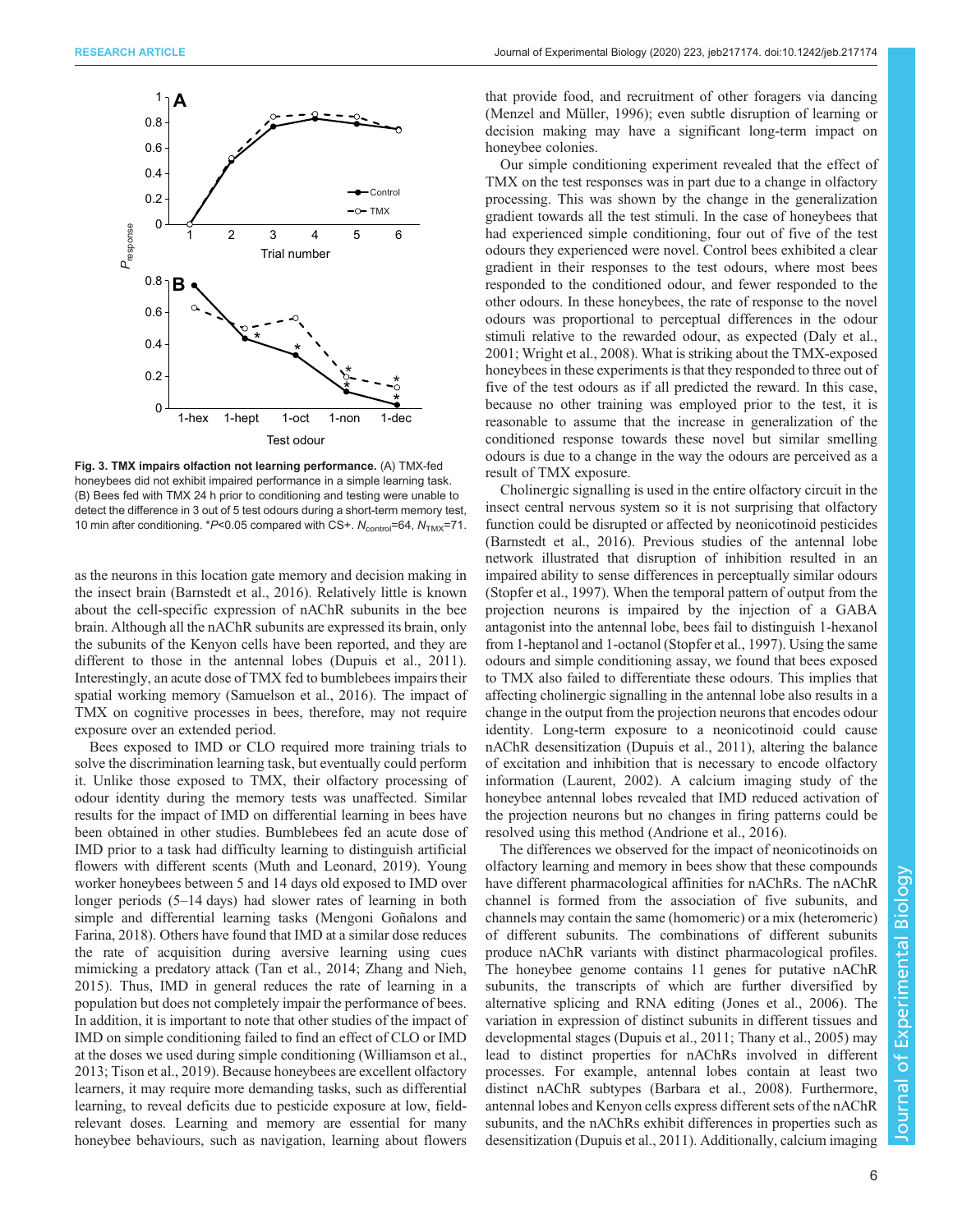**Fig. 3. TMX impairs olfaction not learning performance.** (A) TMX-fed honeybees did not exhibit impaired performance in a simple learning task. (B) Bees fed with TMX 24 h prior to conditioning and testing were unable to detect the difference in 3 out of 5 test odours during a short-term memory test, 10 min after conditioning. *$P$<0.05 compared with CS+. $N_{control}$=64, $N_{TMX}$=71.

as the neurons in this location gate memory and decision making in the insect brain (Barnstedt et al., 2016). Relatively little is known about the cell-specific expression of nAChR subunits in the bee brain. Although all the nAChR subunits are expressed its brain, only the subunits of the Kenyon cells have been reported, and they are different to those in the antennal lobes (Dupuis et al., 2011). Interestingly, an acute dose of TMX fed to bumblebees impairs their spatial working memory (Samuelson et al., 2016). The impact of TMX on cognitive processes in bees, therefore, may not require exposure over an extended period.

Bees exposed to IMD or CLO required more training trials to solve the discrimination learning task, but eventually could perform it. Unlike those exposed to TMX, their olfactory processing of odour identity during the memory tests was unaffected. Similar results for the impact of IMD on differential learning in bees have been obtained in other studies. Bumblebees fed an acute dose of IMD prior to a task had difficulty learning to distinguish artificial flowers with different scents (Muth and Leonard, 2019). Young worker honeybees between 5 and 14 days old exposed to IMD over longer periods (5–14 days) had slower rates of learning in both simple and differential learning tasks (Mengoni Goñalons and Farina, 2018). Others have found that IMD at a similar dose reduces the rate of acquisition during aversive learning using cues mimicking a predatory attack (Tan et al., 2014; Zhang and Nieh, 2015). Thus, IMD in general reduces the rate of learning in a population but does not completely impair the performance of bees. In addition, it is important to note that other studies of the impact of IMD on simple conditioning failed to find an effect of CLO or IMD at the doses we used during simple conditioning (Williamson et al., 2013; Tison et al., 2019). Because honeybees are excellent olfactory learners, it may require more demanding tasks, such as differential learning, to reveal deficits due to pesticide exposure at low, field-relevant doses. Learning and memory are essential for many honeybee behaviours, such as navigation, learning about flowers that provide food, and recruitment of other foragers via dancing (Menzel and Müller, 1996); even subtle disruption of learning or decision making may have a significant long-term impact on honeybee colonies.

Our simple conditioning experiment revealed that the effect of TMX on the test responses was in part due to a change in olfactory processing. This was shown by the change in the generalization gradient towards all the test stimuli. In the case of honeybees that had experienced simple conditioning, four out of five of the test odours they experienced were novel. Control bees exhibited a clear gradient in their responses to the test odours, where most bees responded to the conditioned odour, and fewer responded to the other odours. In these honeybees, the rate of response to the novel odours was proportional to perceptual differences in the odour stimuli relative to the rewarded odour, as expected (Daly et al., 2001; Wright et al., 2008). What is striking about the TMX-exposed honeybees in these experiments is that they responded to three out of five of the test odours as if all predicted the reward. In this case, because no other training was employed prior to the test, it is reasonable to assume that the increase in generalization of the conditioned response towards these novel but similar smelling odours is due to a change in the way the odours are perceived as a result of TMX exposure.

Cholinergic signalling is used in the entire olfactory circuit in the insect central nervous system so it is not surprising that olfactory function could be disrupted or affected by neonicotinoid pesticides (Barnstedt et al., 2016). Previous studies of the antennal lobe network illustrated that disruption of inhibition resulted in an impaired ability to sense differences in perceptually similar odours (Stopfer et al., 1997). When the temporal pattern of output from the projection neurons is impaired by the injection of a GABA antagonist into the antennal lobe, bees fail to distinguish 1-hexanol from 1-heptanol and 1-octanol (Stopfer et al., 1997). Using the same odours and simple conditioning assay, we found that bees exposed to TMX also failed to differentiate these odours. This implies that affecting cholinergic signalling in the antennal lobe also results in a change in the output from the projection neurons that encodes odour identity. Long-term exposure to a neonicotinoid could cause nAChR desensitization (Dupuis et al., 2011), altering the balance of excitation and inhibition that is necessary to encode olfactory information (Laurent, 2002). A calcium imaging study of the honeybee antennal lobes revealed that IMD reduced activation of the projection neurons but no changes in firing patterns could be resolved using this method (Andrione et al., 2016).

The differences we observed for the impact of neonicotinoids on olfactory learning and memory in bees show that these compounds have different pharmacological affinities for nAChRs. The nAChR channel is formed from the association of five subunits, and channels may contain the same (homomeric) or a mix (heteromeric) of different subunits. The combinations of different subunits produce nAChR variants with distinct pharmacological profiles. The honeybee genome contains 11 genes for putative nAChR subunits, the transcripts of which are further diversified by alternative splicing and RNA editing (Jones et al., 2006). The variation in expression of distinct subunits in different tissues and developmental stages (Dupuis et al., 2011; Thany et al., 2005) may lead to distinct properties for nAChRs involved in different processes. For example, antennal lobes contain at least two distinct nAChR subtypes (Barbara et al., 2008). Furthermore, antennal lobes and Kenyon cells express different sets of the nAChR subunits, and the nAChRs exhibit differences in properties such as desensitization (Dupuis et al., 2011). Additionally, calcium imaging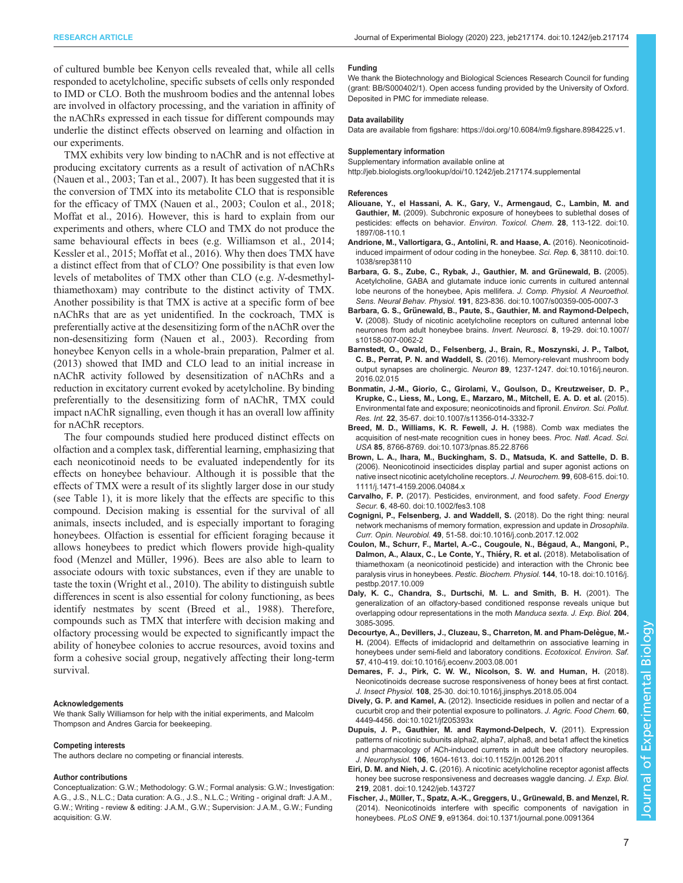of cultured bumble bee Kenyon cells revealed that, while all cells responded to acetylcholine, specific subsets of cells only responded to IMD or CLO. Both the mushroom bodies and the antennal lobes are involved in olfactory processing, and the variation in affinity of the nAChRs expressed in each tissue for different compounds may underlie the distinct effects observed on learning and olfaction in our experiments.

TMX exhibits very low binding to nAChR and is not effective at producing excitatory currents as a result of activation of nAChRs (Nauen et al., 2003; Tan et al., 2007). It has been suggested that it is the conversion of TMX into its metabolite CLO that is responsible for the efficacy of TMX (Nauen et al., 2003; Coulon et al., 2018; Moffat et al., 2016). However, this is hard to explain from our experiments and others, where CLO and TMX do not produce the same behavioural effects in bees (e.g. Williamson et al., 2014; Kessler et al., 2015; Moffat et al., 2016). Why then does TMX have a distinct effect from that of CLO? One possibility is that even low levels of metabolites of TMX other than CLO (e.g. *N*-desmethyl-thiamethoxam) may contribute to the distinct activity of TMX. Another possibility is that TMX is active at a specific form of bee nAChRs that are as yet unidentified. In the cockroach, TMX is preferentially active at the desensitizing form of the nAChR over the non-desensitizing form (Nauen et al., 2003). Recording from honeybee Kenyon cells in a whole-brain preparation, Palmer et al. (2013) showed that IMD and CLO lead to an initial increase in nAChR activity followed by desensitization of nAChRs and a reduction in excitatory current evoked by acetylcholine. By binding preferentially to the desensitizing form of nAChR, TMX could impact nAChR signalling, even though it has an overall low affinity for nAChR receptors.

The four compounds studied here produced distinct effects on olfaction and a complex task, differential learning, emphasizing that each neonicotinoid needs to be evaluated independently for its effects on honeybee behaviour. Although it is possible that the effects of TMX were a result of its slightly larger dose in our study (see Table 1), it is more likely that the effects are specific to this compound. Decision making is essential for the survival of all animals, insects included, and is especially important to foraging honeybees. Olfaction is essential for efficient foraging because it allows honeybees to predict which flowers provide high-quality food (Menzel and Müller, 1996). Bees are also able to learn to associate odours with toxic substances, even if they are unable to taste the toxin (Wright et al., 2010). The ability to distinguish subtle differences in scent is also essential for colony functioning, as bees identify nestmates by scent (Breed et al., 1988). Therefore, compounds such as TMX that interfere with decision making and olfactory processing would be expected to significantly impact the ability of honeybee colonies to accrue resources, avoid toxins and form a cohesive social group, negatively affecting their long-term survival.

#### Acknowledgements

We thank Sally Williamson for help with the initial experiments, and Malcolm Thompson and Andres Garcia for beekeeping.

#### Competing interests

The authors declare no competing or financial interests.

#### Author contributions

Conceptualization: G.W.; Methodology: G.W.; Formal analysis: G.W.; Investigation: A.G., J.S., N.L.C.; Data curation: A.G., J.S., N.L.C.; Writing - original draft: J.A.M., G.W.; Writing - review & editing: J.A.M., G.W.; Supervision: J.A.M., G.W.; Funding acquisition: G.W.

#### Funding

We thank the Biotechnology and Biological Sciences Research Council for funding (grant: BB/S000402/1). Open access funding provided by the University of Oxford. Deposited in PMC for immediate release.

#### Data availability

Data are available from figshare: https://doi.org/10.6084/m9.figshare.8984225.v1.

#### Supplementary information

Supplementary information available online at http://jeb.biologists.org/lookup/doi/10.1242/jeb.217174.supplemental

#### References

**Aliouane, Y., el Hassani, A. K., Gary, V., Armengaud, C., Lambin, M. and Gauthier, M.** (2009). Subchronic exposure of honeybees to sublethal doses of pesticides: effects on behavior. *Environ. Toxicol. Chem.* **28**, 113-122. doi:10.1897/08-110.1

**Andrione, M., Vallortigara, G., Antolini, R. and Haase, A.** (2016). Neonicotinoid-induced impairment of odour coding in the honeybee. *Sci. Rep.* **6**, 38110. doi:10.1038/srep38110

**Barbara, G. S., Zube, C., Rybak, J., Gauthier, M. and Grünewald, B.** (2005). Acetylcholine, GABA and glutamate induce ionic currents in cultured antennal lobe neurons of the honeybee, Apis mellifera. *J. Comp. Physiol. A Neuroethol. Sens. Neural Behav. Physiol.* **191**, 823-836. doi:10.1007/s00359-005-0007-3

**Barbara, G. S., Grünewald, B., Paute, S., Gauthier, M. and Raymond-Delpech, V.** (2008). Study of nicotinic acetylcholine receptors on cultured antennal lobe neurones from adult honeybee brains. *Invert. Neurosci.* **8**, 19-29. doi:10.1007/s10158-007-0062-2

**Barnstedt, O., Owald, D., Felsenberg, J., Brain, R., Moszynski, J. P., Talbot, C. B., Perrat, P. N. and Waddell, S.** (2016). Memory-relevant mushroom body output synapses are cholinergic. *Neuron* **89**, 1237-1247. doi:10.1016/j.neuron.2016.02.015

**Bonmatin, J.-M., Giorio, C., Girolami, V., Goulson, D., Kreutzweiser, D. P., Krupke, C., Liess, M., Long, E., Marzaro, M., Mitchell, E. A. D. et al.** (2015). Environmental fate and exposure; neonicotinoids and fipronil. *Environ. Sci. Pollut. Res. Int.* **22**, 35-67. doi:10.1007/s11356-014-3332-7

**Breed, M. D., Williams, K. R. Fewell, J. H.** (1988). Comb wax mediates the acquisition of nest-mate recognition cues in honey bees. *Proc. Natl. Acad. Sci. USA* **85**, 8766-8769. doi:10.1073/pnas.85.22.8766

**Brown, L. A., Ihara, M., Buckingham, S. D., Matsuda, K. and Sattelle, D. B.** (2006). Neonicotinoid insecticides display partial and super agonist actions on native insect nicotinic acetylcholine receptors. *J. Neurochem.* **99**, 608-615. doi:10.1111/j.1471-4159.2006.04084.x

**Carvalho, F. P.** (2017). Pesticides, environment, and food safety. *Food Energy Secur.* **6**, 48-60. doi:10.1002/fes3.108

**Cognigni, P., Felsenberg, J. and Waddell, S.** (2018). Do the right thing: neural network mechanisms of memory formation, expression and update in *Drosophila*. *Curr. Opin. Neurobiol.* **49**, 51-58. doi:10.1016/j.conb.2017.12.002

**Coulon, M., Schurr, F., Martel, A.-C., Cougoule, N., Bégaud, A., Mangoni, P., Dalmon, A., Alaux, C., Le Conte, Y., Thiéry, R. et al.** (2018). Metabolisation of thiamethoxam (a neonicotinoid pesticide) and interaction with the Chronic bee paralysis virus in honeybees. *Pestic. Biochem. Physiol.* **144**, 10-18. doi:10.1016/j.pestbp.2017.10.009

**Daly, K. C., Chandra, S., Durtschi, M. L. and Smith, B. H.** (2001). The generalization of an olfactory-based conditioned response reveals unique but overlapping odour representations in the moth *Manduca sexta*. *J. Exp. Biol.* **204**, 3085-3095.

**Decourtye, A., Devillers, J., Cluzeau, S., Charreton, M. and Pham-Delègue, M.-H.** (2004). Effects of imidacloprid and deltamethrin on associative learning in honeybees under semi-field and laboratory conditions. *Ecotoxicol. Environ. Saf.* **57**, 410-419. doi:10.1016/j.ecoenv.2003.08.001

**Demares, F. J., Pirk, C. W. W., Nicolson, S. W. and Human, H.** (2018). Neonicotinoids decrease sucrose responsiveness of honey bees at first contact. *J. Insect Physiol.* **108**, 25-30. doi:10.1016/j.jinsphys.2018.05.004

**Dively, G. P. and Kamel, A.** (2012). Insecticide residues in pollen and nectar of a cucurbit crop and their potential exposure to pollinators. *J. Agric. Food Chem.* **60**, 4449-4456. doi:10.1021/jf205393x

**Dupuis, J. P., Gauthier, M. and Raymond-Delpech, V.** (2011). Expression patterns of nicotinic subunits alpha2, alpha7, alpha8, and beta1 affect the kinetics and pharmacology of ACh-induced currents in adult bee olfactory neuropiles. *J. Neurophysiol.* **106**, 1604-1613. doi:10.1152/jn.00126.2011

**Eiri, D. M. and Nieh, J. C.** (2016). A nicotinic acetylcholine receptor agonist affects honey bee sucrose responsiveness and decreases waggle dancing. *J. Exp. Biol.* **219**, 2081. doi:10.1242/jeb.143727

**Fischer, J., Müller, T., Spatz, A.-K., Greggers, U., Grünewald, B. and Menzel, R.** (2014). Neonicotinoids interfere with specific components of navigation in honeybees. *PLoS ONE* **9**, e91364. doi:10.1371/journal.pone.0091364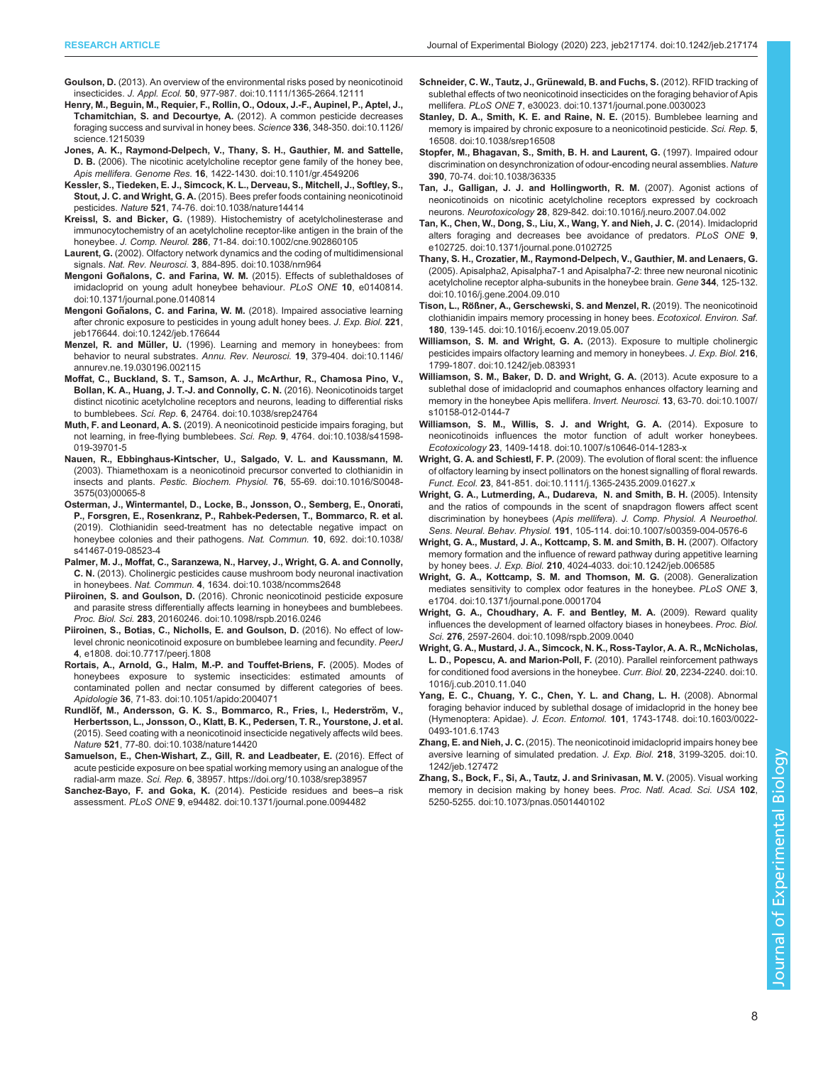**Goulson, D.** (2013). An overview of the environmental risks posed by neonicotinoid insecticides. *J. Appl. Ecol.* **50**, 977-987. doi:10.1111/1365-2664.12111

**Henry, M., Beguin, M., Requier, F., Rollin, O., Odoux, J.-F., Aupinel, P., Aptel, J., Tchamitchian, S. and Decourtye, A.** (2012). A common pesticide decreases foraging success and survival in honey bees. *Science* **336**, 348-350. doi:10.1126/science.1215039

**Jones, A. K., Raymond-Delpech, V., Thany, S. H., Gauthier, M. and Sattelle, D. B.** (2006). The nicotinic acetylcholine receptor gene family of the honey bee, *Apis mellifera*. *Genome Res.* **16**, 1422-1430. doi:10.1101/gr.4549206

**Kessler, S., Tiedeken, E. J., Simcock, K. L., Derveau, S., Mitchell, J., Softley, S., Stout, J. C. and Wright, G. A.** (2015). Bees prefer foods containing neonicotinoid pesticides. *Nature* **521**, 74-76. doi:10.1038/nature14414

**Kreissl, S. and Bicker, G.** (1989). Histochemistry of acetylcholinesterase and immunocytochemistry of an acetylcholine receptor-like antigen in the brain of the honeybee. *J. Comp. Neurol.* **286**, 71-84. doi:10.1002/cne.902860105

**Laurent, G.** (2002). Olfactory network dynamics and the coding of multidimensional signals. *Nat. Rev. Neurosci.* **3**, 884-895. doi:10.1038/nrn964

**Mengoni Goñalons, C. and Farina, W. M.** (2015). Effects of sublethaldoses of imidacloprid on young adult honeybee behaviour. *PLoS ONE* **10**, e0140814. doi:10.1371/journal.pone.0140814

**Mengoni Goñalons, C. and Farina, W. M.** (2018). Impaired associative learning after chronic exposure to pesticides in young adult honey bees. *J. Exp. Biol.* **221**, jeb176644. doi:10.1242/jeb.176644

**Menzel, R. and Müller, U.** (1996). Learning and memory in honeybees: from behavior to neural substrates. *Annu. Rev. Neurosci.* **19**, 379-404. doi:10.1146/annurev.ne.19.030196.002115

**Moffat, C., Buckland, S. T., Samson, A. J., McArthur, R., Chamosa Pino, V., Bollan, K. A., Huang, J. T.-J. and Connolly, C. N.** (2016). Neonicotinoids target distinct nicotinic acetylcholine receptors and neurons, leading to differential risks to bumblebees. *Sci. Rep.* **6**, 24764. doi:10.1038/srep24764

**Muth, F. and Leonard, A. S.** (2019). A neonicotinoid pesticide impairs foraging, but not learning, in free-flying bumblebees. *Sci. Rep.* **9**, 4764. doi:10.1038/s41598-019-39701-5

**Nauen, R., Ebbinghaus-Kintscher, U., Salgado, V. L. and Kaussmann, M.** (2003). Thiamethoxam is a neonicotinoid precursor converted to clothianidin in insects and plants. *Pestic. Biochem. Physiol.* **76**, 55-69. doi:10.1016/S0048-3575(03)00065-8

**Osterman, J., Wintermantel, D., Locke, B., Jonsson, O., Semberg, E., Onorati, P., Forsgren, E., Rosenkranz, P., Rahbek-Pedersen, T., Bommarco, R. et al.** (2019). Clothianidin seed-treatment has no detectable negative impact on honeybee colonies and their pathogens. *Nat. Commun.* **10**, 692. doi:10.1038/s41467-019-08523-4

**Palmer, M. J., Moffat, C., Saranzewa, N., Harvey, J., Wright, G. A. and Connolly, C. N.** (2013). Cholinergic pesticides cause mushroom body neuronal inactivation in honeybees. *Nat. Commun.* **4**, 1634. doi:10.1038/ncomms2648

**Piiroinen, S. and Goulson, D.** (2016). Chronic neonicotinoid pesticide exposure and parasite stress differentially affects learning in honeybees and bumblebees. *Proc. Biol. Sci.* **283**, 20160246. doi:10.1098/rspb.2016.0246

**Piiroinen, S., Botias, C., Nicholls, E. and Goulson, D.** (2016). No effect of low-level chronic neonicotinoid exposure on bumblebee learning and fecundity. *PeerJ* **4**, e1808. doi:10.7717/peerj.1808

**Rortais, A., Arnold, G., Halm, M.-P. and Touffet-Briens, F.** (2005). Modes of honeybees exposure to systemic insecticides: estimated amounts of contaminated pollen and nectar consumed by different categories of bees. *Apidologie* **36**, 71-83. doi:10.1051/apido:2004071

**Rundlöf, M., Andersson, G. K. S., Bommarco, R., Fries, I., Hederström, V., Herbertsson, L., Jonsson, O., Klatt, B. K., Pedersen, T. R., Yourstone, J. et al.** (2015). Seed coating with a neonicotinoid insecticide negatively affects wild bees. *Nature* **521**, 77-80. doi:10.1038/nature14420

**Samuelson, E., Chen-Wishart, Z., Gill, R. and Leadbeater, E.** (2016). Effect of acute pesticide exposure on bee spatial working memory using an analogue of the radial-arm maze. *Sci. Rep.* **6**, 38957. https://doi.org/10.1038/srep38957

**Sanchez-Bayo, F. and Goka, K.** (2014). Pesticide residues and bees–a risk assessment. *PLoS ONE* **9**, e94482. doi:10.1371/journal.pone.0094482

**Schneider, C. W., Tautz, J., Grünewald, B. and Fuchs, S.** (2012). RFID tracking of sublethal effects of two neonicotinoid insecticides on the foraging behavior of Apis mellifera. *PLoS ONE* **7**, e30023. doi:10.1371/journal.pone.0030023

**Stanley, D. A., Smith, K. E. and Raine, N. E.** (2015). Bumblebee learning and memory is impaired by chronic exposure to a neonicotinoid pesticide. *Sci. Rep.* **5**, 16508. doi:10.1038/srep16508

**Stopfer, M., Bhagavan, S., Smith, B. H. and Laurent, G.** (1997). Impaired odour discrimination on desynchronization of odour-encoding neural assemblies. *Nature* **390**, 70-74. doi:10.1038/36335

**Tan, J., Galligan, J. J. and Hollingworth, R. M.** (2007). Agonist actions of neonicotinoids on nicotinic acetylcholine receptors expressed by cockroach neurons. *Neurotoxicology* **28**, 829-842. doi:10.1016/j.neuro.2007.04.002

**Tan, K., Chen, W., Dong, S., Liu, X., Wang, Y. and Nieh, J. C.** (2014). Imidacloprid alters foraging and decreases bee avoidance of predators. *PLoS ONE* **9**, e102725. doi:10.1371/journal.pone.0102725

**Thany, S. H., Crozatier, M., Raymond-Delpech, V., Gauthier, M. and Lenaers, G.** (2005). Apisalpha2, Apisalpha7-1 and Apisalpha7-2: three new neuronal nicotinic acetylcholine receptor alpha-subunits in the honeybee brain. *Gene* **344**, 125-132. doi:10.1016/j.gene.2004.09.010

**Tison, L., Rößner, A., Gerschewski, S. and Menzel, R.** (2019). The neonicotinoid clothianidin impairs memory processing in honey bees. *Ecotoxicol. Environ. Saf.* **180**, 139-145. doi:10.1016/j.ecoenv.2019.05.007

**Williamson, S. M. and Wright, G. A.** (2013). Exposure to multiple cholinergic pesticides impairs olfactory learning and memory in honeybees. *J. Exp. Biol.* **216**, 1799-1807. doi:10.1242/jeb.083931

**Williamson, S. M., Baker, D. D. and Wright, G. A.** (2013). Acute exposure to a sublethal dose of imidacloprid and coumaphos enhances olfactory learning and memory in the honeybee Apis mellifera. *Invert. Neurosci.* **13**, 63-70. doi:10.1007/s10158-012-0144-7

**Williamson, S. M., Willis, S. J. and Wright, G. A.** (2014). Exposure to neonicotinoids influences the motor function of adult worker honeybees. *Ecotoxicology* **23**, 1409-1418. doi:10.1007/s10646-014-1283-x

**Wright, G. A. and Schiestl, F. P.** (2009). The evolution of floral scent: the influence of olfactory learning by insect pollinators on the honest signalling of floral rewards. *Funct. Ecol.* **23**, 841-851. doi:10.1111/j.1365-2435.2009.01627.x

**Wright, G. A., Lutmerding, A., Dudareva, N. and Smith, B. H.** (2005). Intensity and the ratios of compounds in the scent of snapdragon flowers affect scent discrimination by honeybees (*Apis mellifera*). *J. Comp. Physiol. A Neuroethol. Sens. Neural. Behav. Physiol.* **191**, 105-114. doi:10.1007/s00359-004-0576-6

**Wright, G. A., Mustard, J. A., Kottcamp, S. M. and Smith, B. H.** (2007). Olfactory memory formation and the influence of reward pathway during appetitive learning by honey bees. *J. Exp. Biol.* **210**, 4024-4033. doi:10.1242/jeb.006585

**Wright, G. A., Kottcamp, S. M. and Thomson, M. G.** (2008). Generalization mediates sensitivity to complex odor features in the honeybee. *PLoS ONE* **3**, e1704. doi:10.1371/journal.pone.0001704

**Wright, G. A., Choudhary, A. F. and Bentley, M. A.** (2009). Reward quality influences the development of learned olfactory biases in honeybees. *Proc. Biol. Sci.* **276**, 2597-2604. doi:10.1098/rspb.2009.0040

**Wright, G. A., Mustard, J. A., Simcock, N. K., Ross-Taylor, A. A. R., McNicholas, L. D., Popescu, A. and Marion-Poll, F.** (2010). Parallel reinforcement pathways for conditioned food aversions in the honeybee. *Curr. Biol.* **20**, 2234-2240. doi:10.1016/j.cub.2010.11.040

**Yang, E. C., Chuang, Y. C., Chen, Y. L. and Chang, L. H.** (2008). Abnormal foraging behavior induced by sublethal dosage of imidacloprid in the honey bee (Hymenoptera: Apidae). *J. Econ. Entomol.* **101**, 1743-1748. doi:10.1603/0022-0493-101.6.1743

**Zhang, E. and Nieh, J. C.** (2015). The neonicotinoid imidacloprid impairs honey bee aversive learning of simulated predation. *J. Exp. Biol.* **218**, 3199-3205. doi:10.1242/jeb.127472

**Zhang, S., Bock, F., Si, A., Tautz, J. and Srinivasan, M. V.** (2005). Visual working memory in decision making by honey bees. *Proc. Natl. Acad. Sci. USA* **102**, 5250-5255. doi:10.1073/pnas.0501440102